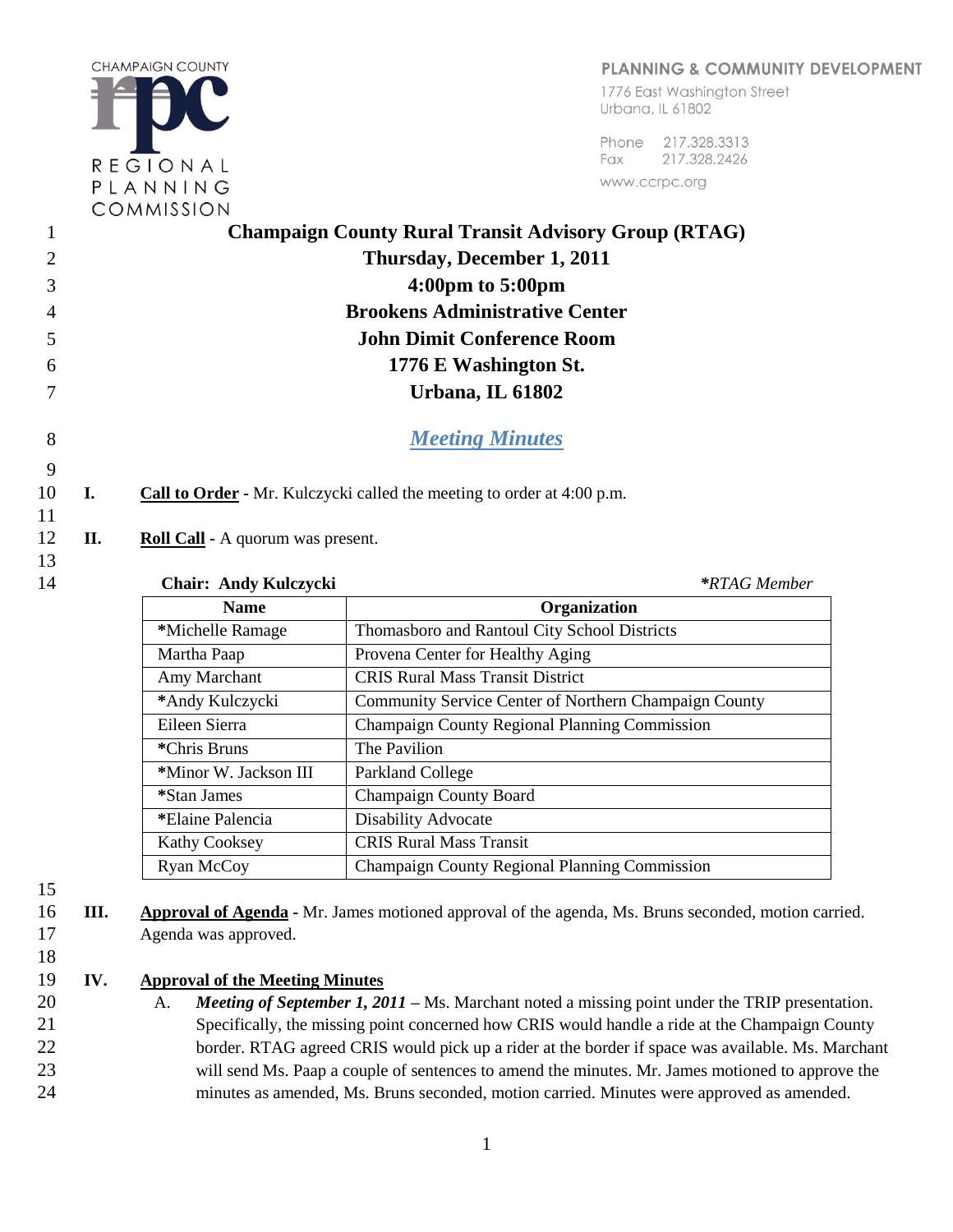CHAMPAIGN COUNTY
REGIONAL PLANNING COMMISSION

PLANNING & COMMUNITY DEVELOPMENT
1776 East Washington Street
Urbana, IL 61802

Phone 217.328.3313
Fax 217.328.2426
www.ccrpc.org

# Champaign County Rural Transit Advisory Group (RTAG)

**Thursday, December 1, 2011**
**4:00pm to 5:00pm**
**Brookens Administrative Center**
**John Dimit Conference Room**
**1776 E Washington St.**
**Urbana, IL 61802**

## *Meeting Minutes*

**I. Call to Order** - Mr. Kulczycki called the meeting to order at 4:00 p.m.

**II. Roll Call** - A quorum was present.

**Chair: Andy Kulczycki** *\*RTAG Member*

| Name | Organization |
|---|---|
| *Michelle Ramage | Thomasboro and Rantoul City School Districts |
| Martha Paap | Provena Center for Healthy Aging |
| Amy Marchant | CRIS Rural Mass Transit District |
| *Andy Kulczycki | Community Service Center of Northern Champaign County |
| Eileen Sierra | Champaign County Regional Planning Commission |
| *Chris Bruns | The Pavilion |
| *Minor W. Jackson III | Parkland College |
| *Stan James | Champaign County Board |
| *Elaine Palencia | Disability Advocate |
| Kathy Cooksey | CRIS Rural Mass Transit |
| Ryan McCoy | Champaign County Regional Planning Commission |

**III. Approval of Agenda** - Mr. James motioned approval of the agenda, Ms. Bruns seconded, motion carried. Agenda was approved.

**IV. Approval of the Meeting Minutes**

A. ***Meeting of September 1, 2011*** – Ms. Marchant noted a missing point under the TRIP presentation. Specifically, the missing point concerned how CRIS would handle a ride at the Champaign County border. RTAG agreed CRIS would pick up a rider at the border if space was available. Ms. Marchant will send Ms. Paap a couple of sentences to amend the minutes. Mr. James motioned to approve the minutes as amended, Ms. Bruns seconded, motion carried. Minutes were approved as amended.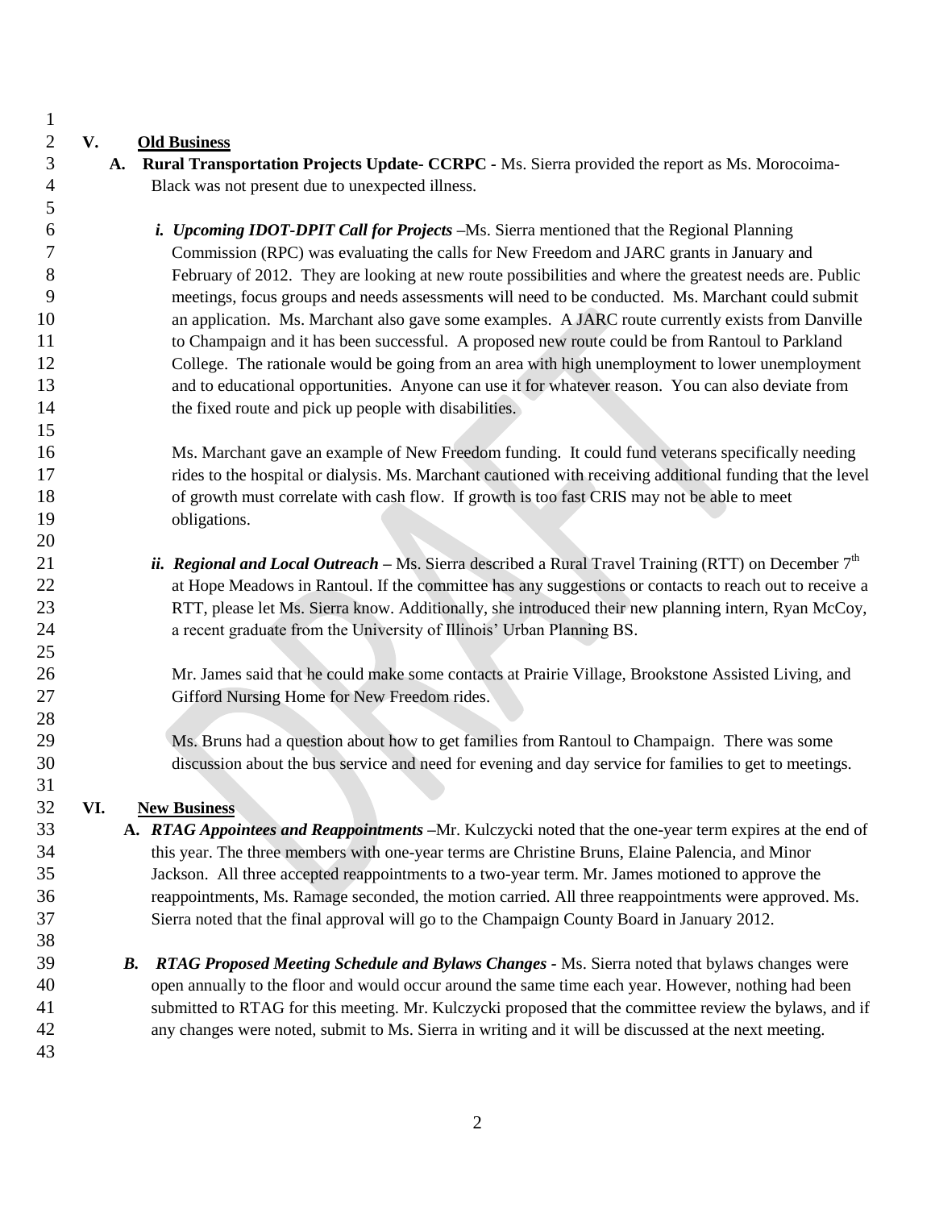## V. Old Business

**A. Rural Transportation Projects Update- CCRPC** - Ms. Sierra provided the report as Ms. Morocoima-Black was not present due to unexpected illness.

***i. Upcoming IDOT-DPIT Call for Projects*** –Ms. Sierra mentioned that the Regional Planning Commission (RPC) was evaluating the calls for New Freedom and JARC grants in January and February of 2012. They are looking at new route possibilities and where the greatest needs are. Public meetings, focus groups and needs assessments will need to be conducted. Ms. Marchant could submit an application. Ms. Marchant also gave some examples. A JARC route currently exists from Danville to Champaign and it has been successful. A proposed new route could be from Rantoul to Parkland College. The rationale would be going from an area with high unemployment to lower unemployment and to educational opportunities. Anyone can use it for whatever reason. You can also deviate from the fixed route and pick up people with disabilities.

Ms. Marchant gave an example of New Freedom funding. It could fund veterans specifically needing rides to the hospital or dialysis. Ms. Marchant cautioned with receiving additional funding that the level of growth must correlate with cash flow. If growth is too fast CRIS may not be able to meet obligations.

***ii. Regional and Local Outreach*** – Ms. Sierra described a Rural Travel Training (RTT) on December 7th at Hope Meadows in Rantoul. If the committee has any suggestions or contacts to reach out to receive a RTT, please let Ms. Sierra know. Additionally, she introduced their new planning intern, Ryan McCoy, a recent graduate from the University of Illinois' Urban Planning BS.

Mr. James said that he could make some contacts at Prairie Village, Brookstone Assisted Living, and Gifford Nursing Home for New Freedom rides.

Ms. Bruns had a question about how to get families from Rantoul to Champaign. There was some discussion about the bus service and need for evening and day service for families to get to meetings.

## VI. New Business

**A. *RTAG Appointees and Reappointments*** –Mr. Kulczycki noted that the one-year term expires at the end of this year. The three members with one-year terms are Christine Bruns, Elaine Palencia, and Minor Jackson. All three accepted reappointments to a two-year term. Mr. James motioned to approve the reappointments, Ms. Ramage seconded, the motion carried. All three reappointments were approved. Ms. Sierra noted that the final approval will go to the Champaign County Board in January 2012.

***B. RTAG Proposed Meeting Schedule and Bylaws Changes*** - Ms. Sierra noted that bylaws changes were open annually to the floor and would occur around the same time each year. However, nothing had been submitted to RTAG for this meeting. Mr. Kulczycki proposed that the committee review the bylaws, and if any changes were noted, submit to Ms. Sierra in writing and it will be discussed at the next meeting.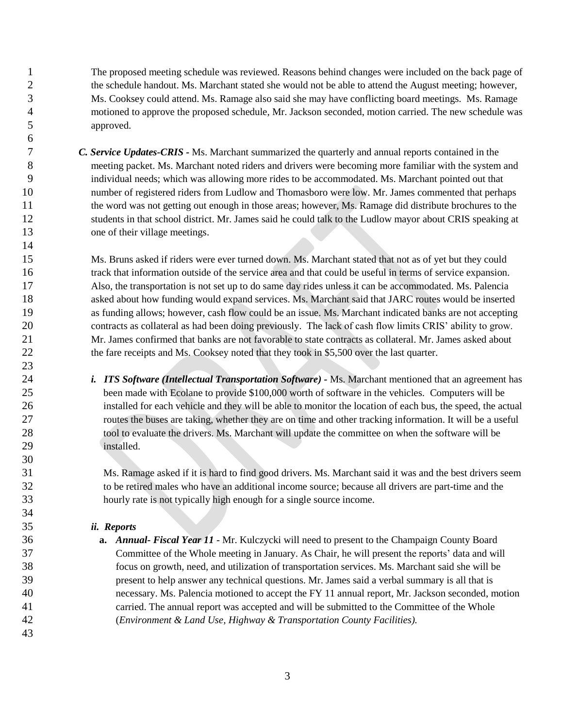The proposed meeting schedule was reviewed. Reasons behind changes were included on the back page of the schedule handout. Ms. Marchant stated she would not be able to attend the August meeting; however, Ms. Cooksey could attend. Ms. Ramage also said she may have conflicting board meetings. Ms. Ramage motioned to approve the proposed schedule, Mr. Jackson seconded, motion carried. The new schedule was approved.

***C. Service Updates-CRIS*** - Ms. Marchant summarized the quarterly and annual reports contained in the meeting packet. Ms. Marchant noted riders and drivers were becoming more familiar with the system and individual needs; which was allowing more rides to be accommodated. Ms. Marchant pointed out that number of registered riders from Ludlow and Thomasboro were low. Mr. James commented that perhaps the word was not getting out enough in those areas; however, Ms. Ramage did distribute brochures to the students in that school district. Mr. James said he could talk to the Ludlow mayor about CRIS speaking at one of their village meetings.

Ms. Bruns asked if riders were ever turned down. Ms. Marchant stated that not as of yet but they could track that information outside of the service area and that could be useful in terms of service expansion. Also, the transportation is not set up to do same day rides unless it can be accommodated. Ms. Palencia asked about how funding would expand services. Ms. Marchant said that JARC routes would be inserted as funding allows; however, cash flow could be an issue. Ms. Marchant indicated banks are not accepting contracts as collateral as had been doing previously. The lack of cash flow limits CRIS' ability to grow. Mr. James confirmed that banks are not favorable to state contracts as collateral. Mr. James asked about the fare receipts and Ms. Cooksey noted that they took in $5,500 over the last quarter.

***i. ITS Software (Intellectual Transportation Software)*** - Ms. Marchant mentioned that an agreement has been made with Ecolane to provide $100,000 worth of software in the vehicles. Computers will be installed for each vehicle and they will be able to monitor the location of each bus, the speed, the actual routes the buses are taking, whether they are on time and other tracking information. It will be a useful tool to evaluate the drivers. Ms. Marchant will update the committee on when the software will be installed.

Ms. Ramage asked if it is hard to find good drivers. Ms. Marchant said it was and the best drivers seem to be retired males who have an additional income source; because all drivers are part-time and the hourly rate is not typically high enough for a single source income.

***ii. Reports***

**a.** ***Annual- Fiscal Year 11*** - Mr. Kulczycki will need to present to the Champaign County Board Committee of the Whole meeting in January. As Chair, he will present the reports' data and will focus on growth, need, and utilization of transportation services. Ms. Marchant said she will be present to help answer any technical questions. Mr. James said a verbal summary is all that is necessary. Ms. Palencia motioned to accept the FY 11 annual report, Mr. Jackson seconded, motion carried. The annual report was accepted and will be submitted to the Committee of the Whole (*Environment & Land Use, Highway & Transportation County Facilities).*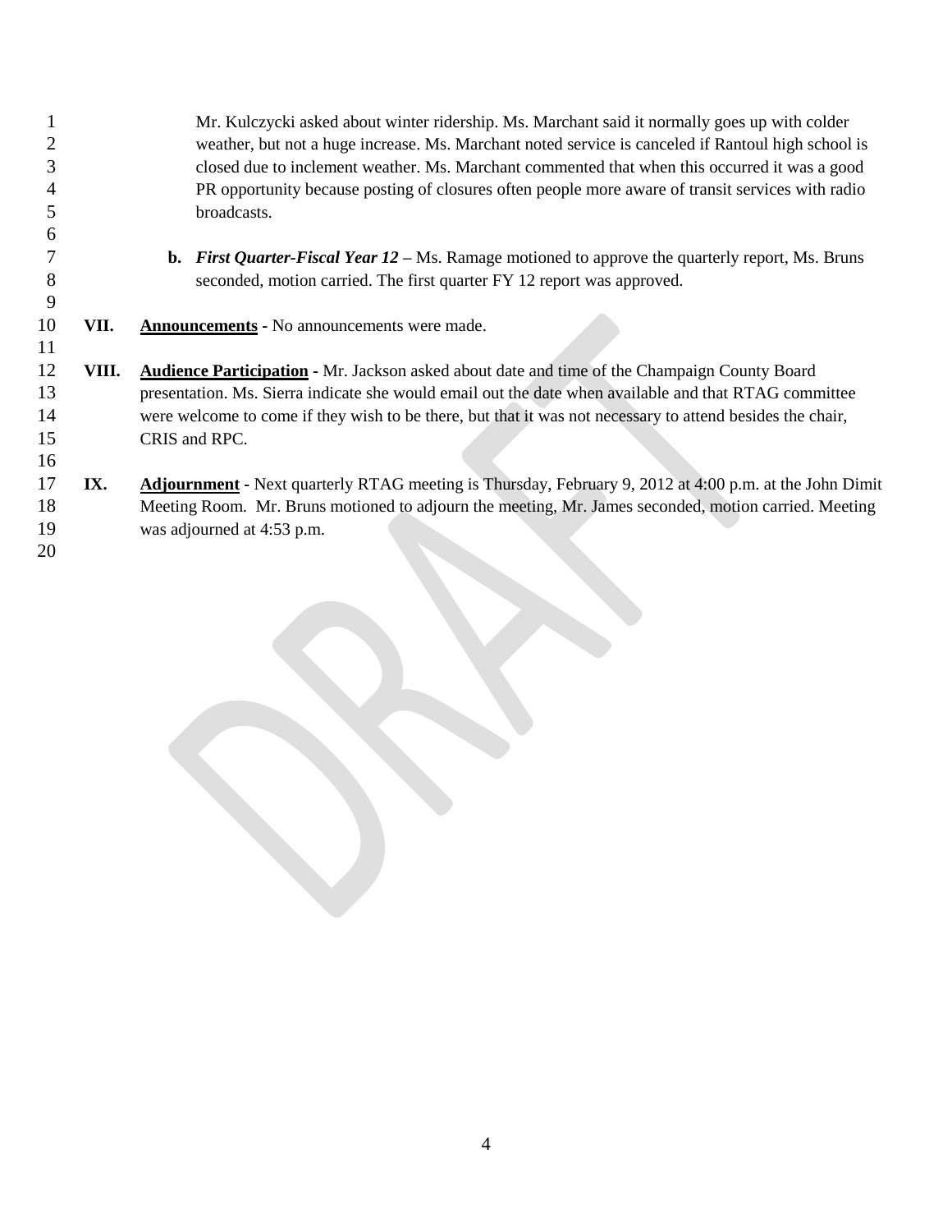Mr. Kulczycki asked about winter ridership. Ms. Marchant said it normally goes up with colder weather, but not a huge increase. Ms. Marchant noted service is canceled if Rantoul high school is closed due to inclement weather. Ms. Marchant commented that when this occurred it was a good PR opportunity because posting of closures often people more aware of transit services with radio broadcasts.

**b.** ***First Quarter-Fiscal Year 12*** – Ms. Ramage motioned to approve the quarterly report, Ms. Bruns seconded, motion carried. The first quarter FY 12 report was approved.

**VII.** **Announcements** - No announcements were made.

**VIII.** **Audience Participation** - Mr. Jackson asked about date and time of the Champaign County Board presentation. Ms. Sierra indicate she would email out the date when available and that RTAG committee were welcome to come if they wish to be there, but that it was not necessary to attend besides the chair, CRIS and RPC.

**IX.** **Adjournment** - Next quarterly RTAG meeting is Thursday, February 9, 2012 at 4:00 p.m. at the John Dimit Meeting Room. Mr. Bruns motioned to adjourn the meeting, Mr. James seconded, motion carried. Meeting was adjourned at 4:53 p.m.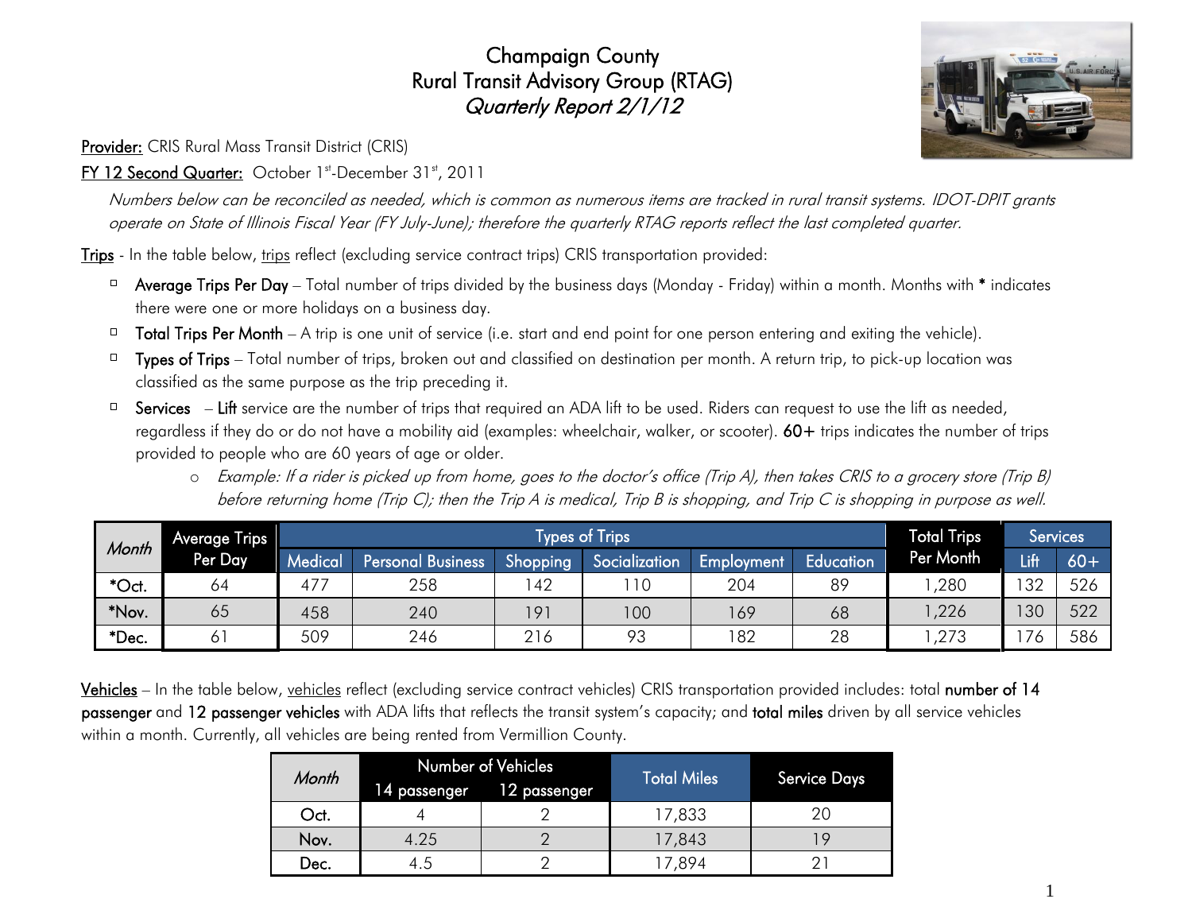# Champaign County
# Rural Transit Advisory Group (RTAG)
## *Quarterly Report 2/1/12*

**Provider:** CRIS Rural Mass Transit District (CRIS)

**FY 12 Second Quarter:** October 1st-December 31st, 2011

*Numbers below can be reconciled as needed, which is common as numerous items are tracked in rural transit systems. IDOT-DPIT grants operate on State of Illinois Fiscal Year (FY July-June); therefore the quarterly RTAG reports reflect the last completed quarter.*

**Trips** - In the table below, trips reflect (excluding service contract trips) CRIS transportation provided:

- **Average Trips Per Day** – Total number of trips divided by the business days (Monday - Friday) within a month. Months with * indicates there were one or more holidays on a business day.
- **Total Trips Per Month** – A trip is one unit of service (i.e. start and end point for one person entering and exiting the vehicle).
- **Types of Trips** – Total number of trips, broken out and classified on destination per month. A return trip, to pick-up location was classified as the same purpose as the trip preceding it.
- **Services** – **Lift** service are the number of trips that required an ADA lift to be used. Riders can request to use the lift as needed, regardless if they do or do not have a mobility aid (examples: wheelchair, walker, or scooter). **60+** trips indicates the number of trips provided to people who are 60 years of age or older.
  - *Example: If a rider is picked up from home, goes to the doctor's office (Trip A), then takes CRIS to a grocery store (Trip B) before returning home (Trip C); then the Trip A is medical, Trip B is shopping, and Trip C is shopping in purpose as well.*

| Month | Average Trips Per Day | Types of Trips | | | | | | Total Trips Per Month | Services | |
|---|---|---|---|---|---|---|---|---|---|---|
| | | Medical | Personal Business | Shopping | Socialization | Employment | Education | | Lift | 60+ |
| *Oct. | 64 | 477 | 258 | 142 | 110 | 204 | 89 | 1,280 | 132 | 526 |
| *Nov. | 65 | 458 | 240 | 191 | 100 | 169 | 68 | 1,226 | 130 | 522 |
| *Dec. | 61 | 509 | 246 | 216 | 93 | 182 | 28 | 1,273 | 176 | 586 |

**Vehicles** – In the table below, vehicles reflect (excluding service contract vehicles) CRIS transportation provided includes: total **number of 14 passenger** and **12 passenger vehicles** with ADA lifts that reflects the transit system's capacity; and **total miles** driven by all service vehicles within a month. Currently, all vehicles are being rented from Vermillion County.

| Month | Number of Vehicles | | Total Miles | Service Days |
|---|---|---|---|---|
| | 14 passenger | 12 passenger | | |
| Oct. | 4 | 2 | 17,833 | 20 |
| Nov. | 4.25 | 2 | 17,843 | 19 |
| Dec. | 4.5 | 2 | 17,894 | 21 |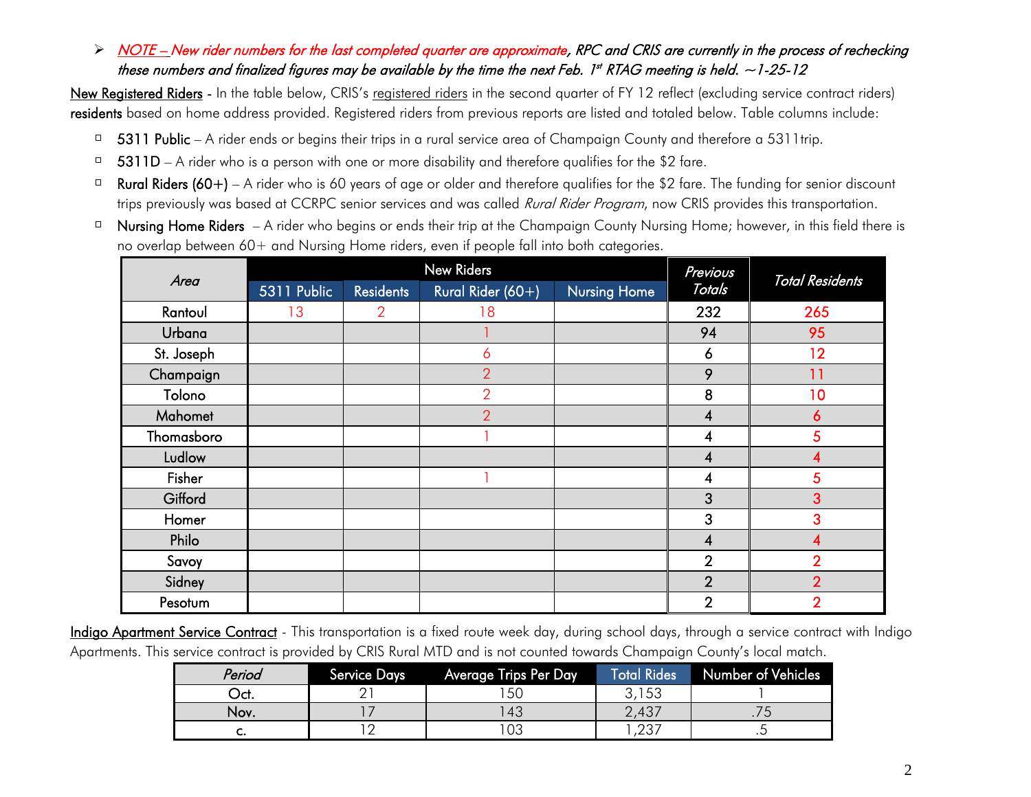- *NOTE – New rider numbers for the last completed quarter are approximate, RPC and CRIS are currently in the process of rechecking these numbers and finalized figures may be available by the time the next Feb. 1st RTAG meeting is held. ~1-25-12*

New Registered Riders - In the table below, CRIS's registered riders in the second quarter of FY 12 reflect (excluding service contract riders) **residents** based on home address provided. Registered riders from previous reports are listed and totaled below. Table columns include:

- 5311 Public – A rider ends or begins their trips in a rural service area of Champaign County and therefore a 5311trip.
- 5311D – A rider who is a person with one or more disability and therefore qualifies for the $2 fare.
- Rural Riders (60+) – A rider who is 60 years of age or older and therefore qualifies for the $2 fare. The funding for senior discount trips previously was based at CCRPC senior services and was called *Rural Rider Program*, now CRIS provides this transportation.
- Nursing Home Riders – A rider who begins or ends their trip at the Champaign County Nursing Home; however, in this field there is no overlap between 60+ and Nursing Home riders, even if people fall into both categories.

| *Area* | New Riders | | | | *Previous Totals* | *Total Residents* |
|---|---|---|---|---|---|---|
| | 5311 Public | Residents | Rural Rider (60+) | Nursing Home | | |
| Rantoul | 13 | 2 | 18 | | 232 | 265 |
| Urbana | | | 1 | | 94 | 95 |
| St. Joseph | | | 6 | | 6 | 12 |
| Champaign | | | 2 | | 9 | 11 |
| Tolono | | | 2 | | 8 | 10 |
| Mahomet | | | 2 | | 4 | 6 |
| Thomasboro | | | 1 | | 4 | 5 |
| Ludlow | | | | | 4 | 4 |
| Fisher | | | 1 | | 4 | 5 |
| Gifford | | | | | 3 | 3 |
| Homer | | | | | 3 | 3 |
| Philo | | | | | 4 | 4 |
| Savoy | | | | | 2 | 2 |
| Sidney | | | | | 2 | 2 |
| Pesotum | | | | | 2 | 2 |

Indigo Apartment Service Contract - This transportation is a fixed route week day, during school days, through a service contract with Indigo Apartments. This service contract is provided by CRIS Rural MTD and is not counted towards Champaign County's local match.

| *Period* | Service Days | Average Trips Per Day | Total Rides | Number of Vehicles |
|---|---|---|---|---|
| Oct. | 21 | 150 | 3,153 | 1 |
| Nov. | 17 | 143 | 2,437 | .75 |
| c. | 12 | 103 | 1,237 | .5 |